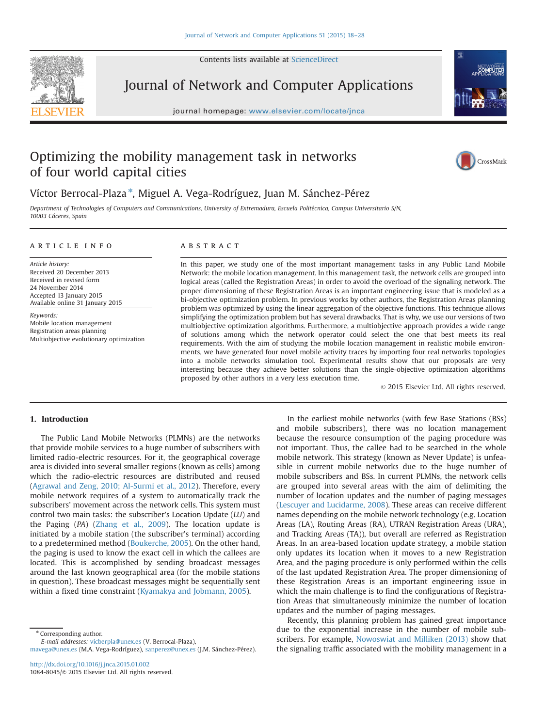# Optimizing the mobility management task in networks of four world capital cities

Víctor Berrocal-Plaza*, Miguel A. Vega-Rodríguez, Juan M. Sánchez-Pérez

*Department of Technologies of Computers and Communications, University of Extremadura, Escuela Politécnica, Campus Universitario S/N, 10003 Cáceres, Spain*

## ARTICLE INFO

*Article history:*
Received 20 December 2013
Received in revised form
24 November 2014
Accepted 13 January 2015
Available online 31 January 2015

*Keywords:*
Mobile location management
Registration areas planning
Multiobjective evolutionary optimization

## ABSTRACT

In this paper, we study one of the most important management tasks in any Public Land Mobile Network: the mobile location management. In this management task, the network cells are grouped into logical areas (called the Registration Areas) in order to avoid the overload of the signaling network. The proper dimensioning of these Registration Areas is an important engineering issue that is modeled as a bi-objective optimization problem. In previous works by other authors, the Registration Areas planning problem was optimized by using the linear aggregation of the objective functions. This technique allows simplifying the optimization problem but has several drawbacks. That is why, we use our versions of two multiobjective optimization algorithms. Furthermore, a multiobjective approach provides a wide range of solutions among which the network operator could select the one that best meets its real requirements. With the aim of studying the mobile location management in realistic mobile environments, we have generated four novel mobile activity traces by importing four real networks topologies into a mobile networks simulation tool. Experimental results show that our proposals are very interesting because they achieve better solutions than the single-objective optimization algorithms proposed by other authors in a very less execution time.

© 2015 Elsevier Ltd. All rights reserved.

## 1. Introduction

The Public Land Mobile Networks (PLMNs) are the networks that provide mobile services to a huge number of subscribers with limited radio-electric resources. For it, the geographical coverage area is divided into several smaller regions (known as cells) among which the radio-electric resources are distributed and reused (Agrawal and Zeng, 2010; Al-Surmi et al., 2012). Therefore, every mobile network requires of a system to automatically track the subscribers' movement across the network cells. This system must control two main tasks: the subscriber's Location Update (*LU*) and the Paging (*PA*) (Zhang et al., 2009). The location update is initiated by a mobile station (the subscriber's terminal) according to a predetermined method (Boukerche, 2005). On the other hand, the paging is used to know the exact cell in which the callees are located. This is accomplished by sending broadcast messages around the last known geographical area (for the mobile stations in question). These broadcast messages might be sequentially sent within a fixed time constraint (Kyamakya and Jobmann, 2005).

In the earliest mobile networks (with few Base Stations (BSs) and mobile subscribers), there was no location management because the resource consumption of the paging procedure was not important. Thus, the callee had to be searched in the whole mobile network. This strategy (known as Never Update) is unfeasible in current mobile networks due to the huge number of mobile subscribers and BSs. In current PLMNs, the network cells are grouped into several areas with the aim of delimiting the number of location updates and the number of paging messages (Lescuyer and Lucidarme, 2008). These areas can receive different names depending on the mobile network technology (e.g. Location Areas (LA), Routing Areas (RA), UTRAN Registration Areas (URA), and Tracking Areas (TA)), but overall are referred as Registration Areas. In an area-based location update strategy, a mobile station only updates its location when it moves to a new Registration Area, and the paging procedure is only performed within the cells of the last updated Registration Area. The proper dimensioning of these Registration Areas is an important engineering issue in which the main challenge is to find the configurations of Registration Areas that simultaneously minimize the number of location updates and the number of paging messages.

Recently, this planning problem has gained great importance due to the exponential increase in the number of mobile subscribers. For example, Nowoswiat and Milliken (2013) show that the signaling traffic associated with the mobility management in a

---

* Corresponding author.
*E-mail addresses:* vicberpla@unex.es (V. Berrocal-Plaza), mavega@unex.es (M.A. Vega-Rodríguez), sanperez@unex.es (J.M. Sánchez-Pérez).

http://dx.doi.org/10.1016/j.jnca.2015.01.002
1084-8045/© 2015 Elsevier Ltd. All rights reserved.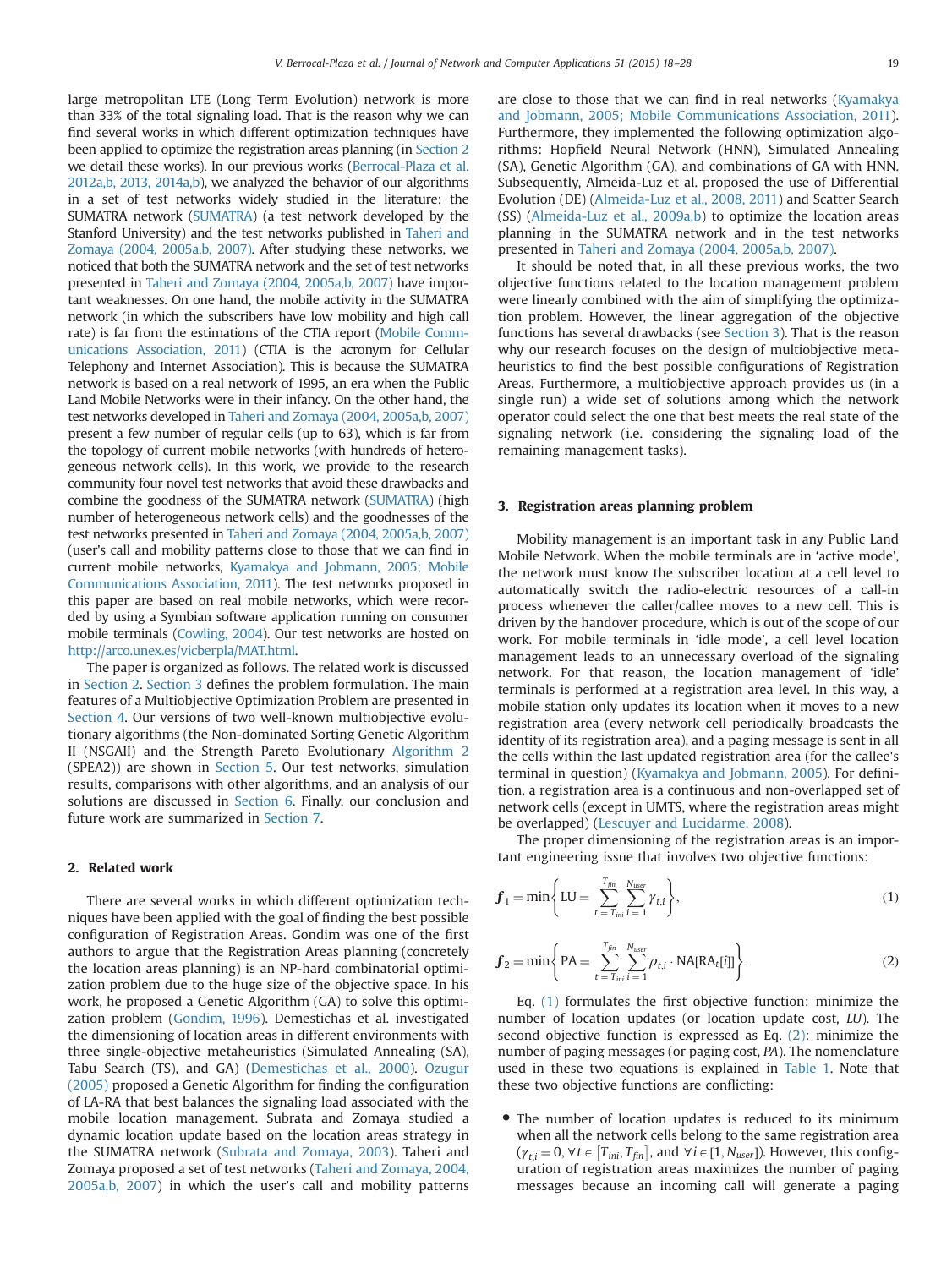large metropolitan LTE (Long Term Evolution) network is more than 33% of the total signaling load. That is the reason why we can find several works in which different optimization techniques have been applied to optimize the registration areas planning (in Section 2 we detail these works). In our previous works (Berrocal-Plaza et al. 2012a,b, 2013, 2014a,b), we analyzed the behavior of our algorithms in a set of test networks widely studied in the literature: the SUMATRA network (SUMATRA) (a test network developed by the Stanford University) and the test networks published in Taheri and Zomaya (2004, 2005a,b, 2007). After studying these networks, we noticed that both the SUMATRA network and the set of test networks presented in Taheri and Zomaya (2004, 2005a,b, 2007) have important weaknesses. On one hand, the mobile activity in the SUMATRA network (in which the subscribers have low mobility and high call rate) is far from the estimations of the CTIA report (Mobile Communications Association, 2011) (CTIA is the acronym for Cellular Telephony and Internet Association). This is because the SUMATRA network is based on a real network of 1995, an era when the Public Land Mobile Networks were in their infancy. On the other hand, the test networks developed in Taheri and Zomaya (2004, 2005a,b, 2007) present a few number of regular cells (up to 63), which is far from the topology of current mobile networks (with hundreds of heterogeneous network cells). In this work, we provide to the research community four novel test networks that avoid these drawbacks and combine the goodness of the SUMATRA network (SUMATRA) (high number of heterogeneous network cells) and the goodnesses of the test networks presented in Taheri and Zomaya (2004, 2005a,b, 2007) (user's call and mobility patterns close to those that we can find in current mobile networks, Kyamakya and Jobmann, 2005; Mobile Communications Association, 2011). The test networks proposed in this paper are based on real mobile networks, which were recorded by using a Symbian software application running on consumer mobile terminals (Cowling, 2004). Our test networks are hosted on http://arco.unex.es/vicberpla/MAT.html.

The paper is organized as follows. The related work is discussed in Section 2. Section 3 defines the problem formulation. The main features of a Multiobjective Optimization Problem are presented in Section 4. Our versions of two well-known multiobjective evolutionary algorithms (the Non-dominated Sorting Genetic Algorithm II (NSGAII) and the Strength Pareto Evolutionary Algorithm 2 (SPEA2)) are shown in Section 5. Our test networks, simulation results, comparisons with other algorithms, and an analysis of our solutions are discussed in Section 6. Finally, our conclusion and future work are summarized in Section 7.

## 2. Related work

There are several works in which different optimization techniques have been applied with the goal of finding the best possible configuration of Registration Areas. Gondim was one of the first authors to argue that the Registration Areas planning (concretely the location areas planning) is an NP-hard combinatorial optimization problem due to the huge size of the objective space. In his work, he proposed a Genetic Algorithm (GA) to solve this optimization problem (Gondim, 1996). Demestichas et al. investigated the dimensioning of location areas in different environments with three single-objective metaheuristics (Simulated Annealing (SA), Tabu Search (TS), and GA) (Demestichas et al., 2000). Ozugur (2005) proposed a Genetic Algorithm for finding the configuration of LA-RA that best balances the signaling load associated with the mobile location management. Subrata and Zomaya studied a dynamic location update based on the location areas strategy in the SUMATRA network (Subrata and Zomaya, 2003). Taheri and Zomaya proposed a set of test networks (Taheri and Zomaya, 2004, 2005a,b, 2007) in which the user's call and mobility patterns are close to those that we can find in real networks (Kyamakya and Jobmann, 2005; Mobile Communications Association, 2011). Furthermore, they implemented the following optimization algorithms: Hopfield Neural Network (HNN), Simulated Annealing (SA), Genetic Algorithm (GA), and combinations of GA with HNN. Subsequently, Almeida-Luz et al. proposed the use of Differential Evolution (DE) (Almeida-Luz et al., 2008, 2011) and Scatter Search (SS) (Almeida-Luz et al., 2009a,b) to optimize the location areas planning in the SUMATRA network and in the test networks presented in Taheri and Zomaya (2004, 2005a,b, 2007).

It should be noted that, in all these previous works, the two objective functions related to the location management problem were linearly combined with the aim of simplifying the optimization problem. However, the linear aggregation of the objective functions has several drawbacks (see Section 3). That is the reason why our research focuses on the design of multiobjective metaheuristics to find the best possible configurations of Registration Areas. Furthermore, a multiobjective approach provides us (in a single run) a wide set of solutions among which the network operator could select the one that best meets the real state of the signaling network (i.e. considering the signaling load of the remaining management tasks).

## 3. Registration areas planning problem

Mobility management is an important task in any Public Land Mobile Network. When the mobile terminals are in 'active mode', the network must know the subscriber location at a cell level to automatically switch the radio-electric resources of a call-in process whenever the caller/callee moves to a new cell. This is driven by the handover procedure, which is out of the scope of our work. For mobile terminals in 'idle mode', a cell level location management leads to an unnecessary overload of the signaling network. For that reason, the location management of 'idle' terminals is performed at a registration area level. In this way, a mobile station only updates its location when it moves to a new registration area (every network cell periodically broadcasts the identity of its registration area), and a paging message is sent in all the cells within the last updated registration area (for the callee's terminal in question) (Kyamakya and Jobmann, 2005). For definition, a registration area is a continuous and non-overlapped set of network cells (except in UMTS, where the registration areas might be overlapped) (Lescuyer and Lucidarme, 2008).

The proper dimensioning of the registration areas is an important engineering issue that involves two objective functions:

$$\boldsymbol{f}_1 = \min\left\{ \text{LU} = \sum_{t=T_{ini}}^{T_{fin}} \sum_{i=1}^{N_{user}} \gamma_{t,i} \right\}, \tag{1}$$

$$\boldsymbol{f}_2 = \min\left\{ \text{PA} = \sum_{t=T_{ini}}^{T_{fin}} \sum_{i=1}^{N_{user}} \rho_{t,i} \cdot \text{NA}[\text{RA}_t[i]] \right\}. \tag{2}$$

Eq. (1) formulates the first objective function: minimize the number of location updates (or location update cost, *LU*). The second objective function is expressed as Eq. (2): minimize the number of paging messages (or paging cost, *PA*). The nomenclature used in these two equations is explained in Table 1. Note that these two objective functions are conflicting:

- The number of location updates is reduced to its minimum when all the network cells belong to the same registration area ($\gamma_{t,i} = 0, \forall t \in [T_{ini}, T_{fin}]$, and $\forall i \in [1, N_{user}]$). However, this configuration of registration areas maximizes the number of paging messages because an incoming call will generate a paging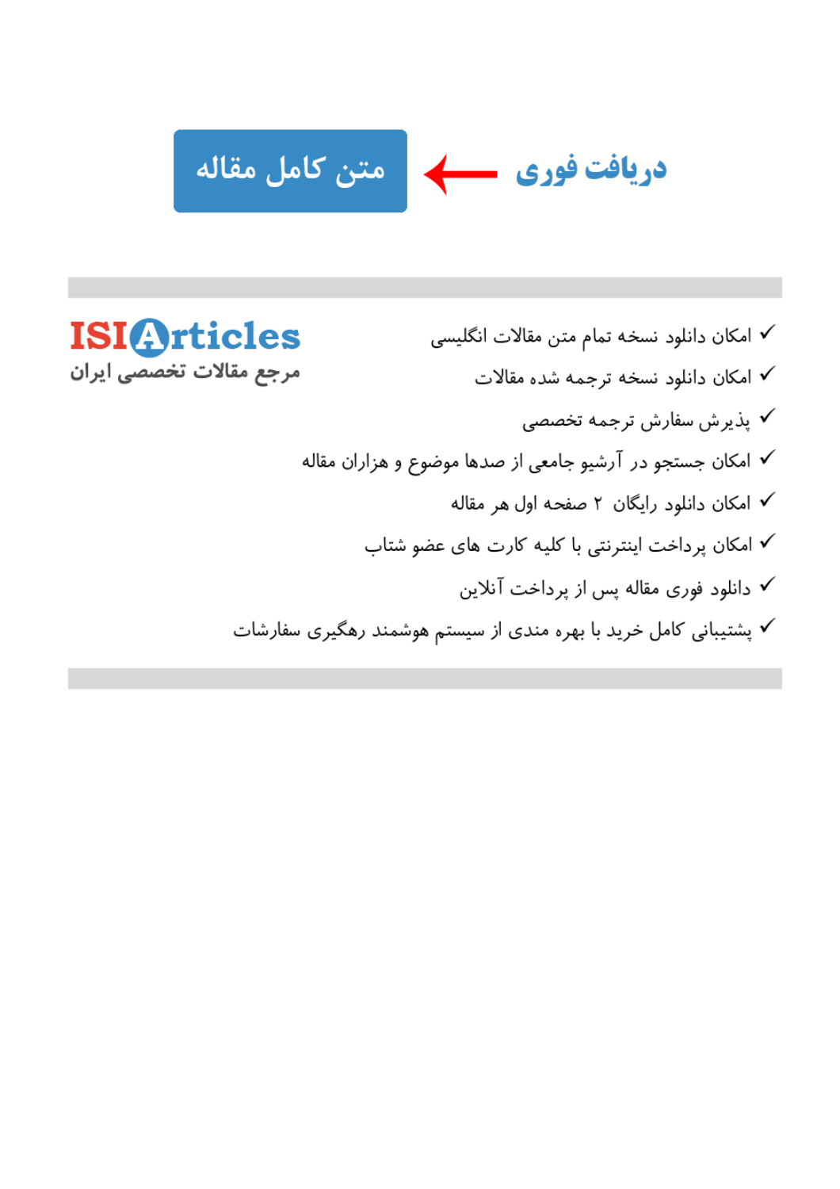دریافت فوری ← **متن کامل مقاله**

**ISIArticles**
مرجع مقالات تخصصی ایران

- ✓ امکان دانلود نسخه تمام متن مقالات انگلیسی
- ✓ امکان دانلود نسخه ترجمه شده مقالات
- ✓ پذیرش سفارش ترجمه تخصصی
- ✓ امکان جستجو در آرشیو جامعی از صدها موضوع و هزاران مقاله
- ✓ امکان دانلود رایگان ۲ صفحه اول هر مقاله
- ✓ امکان پرداخت اینترنتی با کلیه کارت های عضو شتاب
- ✓ دانلود فوری مقاله پس از پرداخت آنلاین
- ✓ پشتیبانی کامل خرید با بهره مندی از سیستم هوشمند رهگیری سفارشات